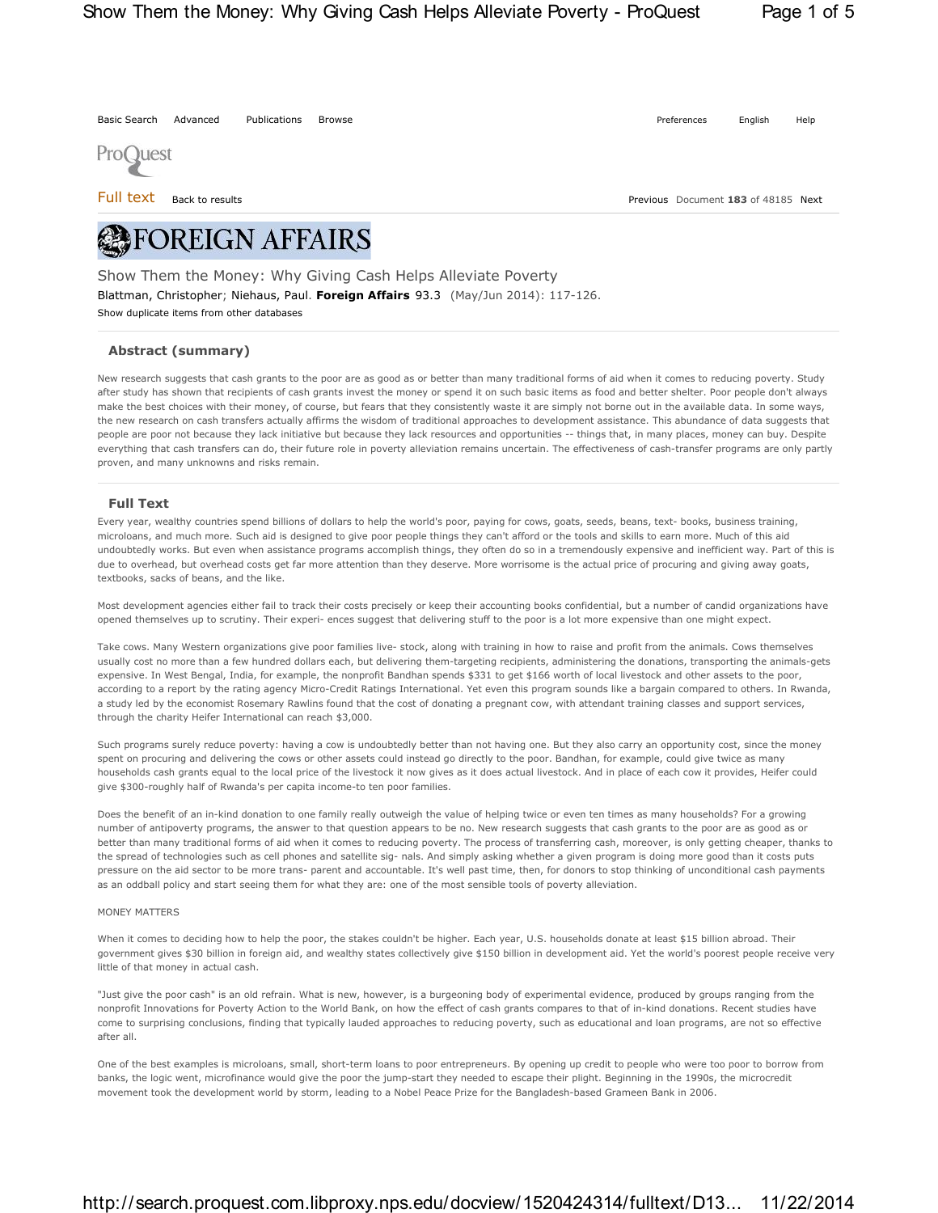# Show Them the Money: Why Giving Cash Helps Alleviate Poverty

Blattman, Christopher; Niehaus, Paul. **Foreign Affairs** 93.3 (May/Jun 2014): 117-126.

## Abstract (summary)

New research suggests that cash grants to the poor are as good as or better than many traditional forms of aid when it comes to reducing poverty. Study after study has shown that recipients of cash grants invest the money or spend it on such basic items as food and better shelter. Poor people don't always make the best choices with their money, of course, but fears that they consistently waste it are simply not borne out in the available data. In some ways, the new research on cash transfers actually affirms the wisdom of traditional approaches to development assistance. This abundance of data suggests that people are poor not because they lack initiative but because they lack resources and opportunities -- things that, in many places, money can buy. Despite everything that cash transfers can do, their future role in poverty alleviation remains uncertain. The effectiveness of cash-transfer programs are only partly proven, and many unknowns and risks remain.

## Full Text

Every year, wealthy countries spend billions of dollars to help the world's poor, paying for cows, goats, seeds, beans, text- books, business training, microloans, and much more. Such aid is designed to give poor people things they can't afford or the tools and skills to earn more. Much of this aid undoubtedly works. But even when assistance programs accomplish things, they often do so in a tremendously expensive and inefficient way. Part of this is due to overhead, but overhead costs get far more attention than they deserve. More worrisome is the actual price of procuring and giving away goats, textbooks, sacks of beans, and the like.

Most development agencies either fail to track their costs precisely or keep their accounting books confidential, but a number of candid organizations have opened themselves up to scrutiny. Their experi- ences suggest that delivering stuff to the poor is a lot more expensive than one might expect.

Take cows. Many Western organizations give poor families live- stock, along with training in how to raise and profit from the animals. Cows themselves usually cost no more than a few hundred dollars each, but delivering them-targeting recipients, administering the donations, transporting the animals-gets expensive. In West Bengal, India, for example, the nonprofit Bandhan spends $331 to get $166 worth of local livestock and other assets to the poor, according to a report by the rating agency Micro-Credit Ratings International. Yet even this program sounds like a bargain compared to others. In Rwanda, a study led by the economist Rosemary Rawlins found that the cost of donating a pregnant cow, with attendant training classes and support services, through the charity Heifer International can reach $3,000.

Such programs surely reduce poverty: having a cow is undoubtedly better than not having one. But they also carry an opportunity cost, since the money spent on procuring and delivering the cows or other assets could instead go directly to the poor. Bandhan, for example, could give twice as many households cash grants equal to the local price of the livestock it now gives as it does actual livestock. And in place of each cow it provides, Heifer could give $300-roughly half of Rwanda's per capita income-to ten poor families.

Does the benefit of an in-kind donation to one family really outweigh the value of helping twice or even ten times as many households? For a growing number of antipoverty programs, the answer to that question appears to be no. New research suggests that cash grants to the poor are as good as or better than many traditional forms of aid when it comes to reducing poverty. The process of transferring cash, moreover, is only getting cheaper, thanks to the spread of technologies such as cell phones and satellite sig- nals. And simply asking whether a given program is doing more good than it costs puts pressure on the aid sector to be more trans- parent and accountable. It's well past time, then, for donors to stop thinking of unconditional cash payments as an oddball policy and start seeing them for what they are: one of the most sensible tools of poverty alleviation.

### MONEY MATTERS

When it comes to deciding how to help the poor, the stakes couldn't be higher. Each year, U.S. households donate at least $15 billion abroad. Their government gives $30 billion in foreign aid, and wealthy states collectively give $150 billion in development aid. Yet the world's poorest people receive very little of that money in actual cash.

"Just give the poor cash" is an old refrain. What is new, however, is a burgeoning body of experimental evidence, produced by groups ranging from the nonprofit Innovations for Poverty Action to the World Bank, on how the effect of cash grants compares to that of in-kind donations. Recent studies have come to surprising conclusions, finding that typically lauded approaches to reducing poverty, such as educational and loan programs, are not so effective after all.

One of the best examples is microloans, small, short-term loans to poor entrepreneurs. By opening up credit to people who were too poor to borrow from banks, the logic went, microfinance would give the poor the jump-start they needed to escape their plight. Beginning in the 1990s, the microcredit movement took the development world by storm, leading to a Nobel Peace Prize for the Bangladesh-based Grameen Bank in 2006.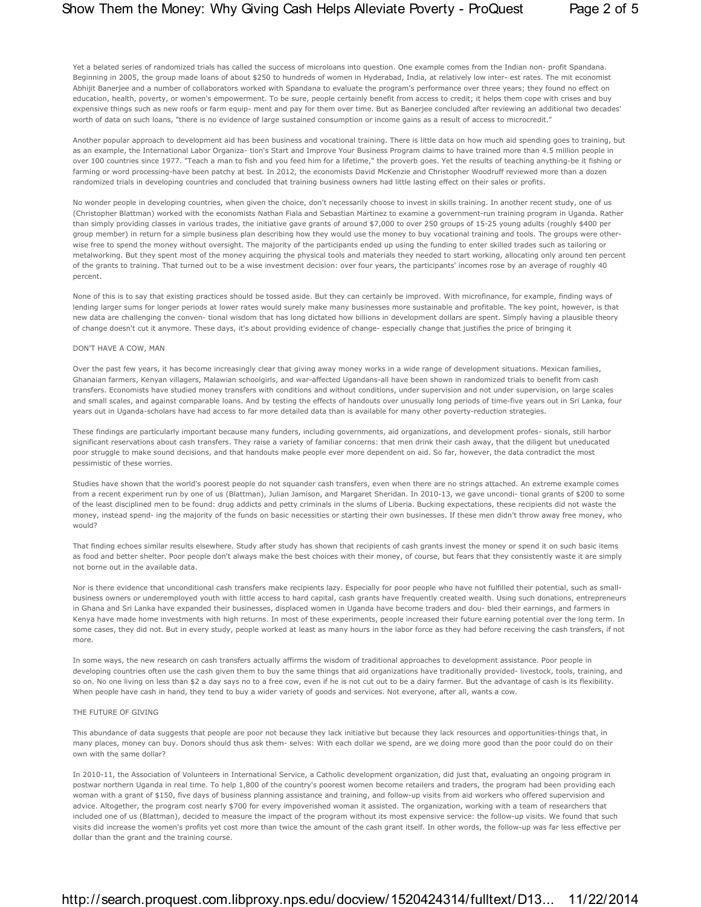Yet a belated series of randomized trials has called the success of microloans into question. One example comes from the Indian non- profit Spandana. Beginning in 2005, the group made loans of about $250 to hundreds of women in Hyderabad, India, at relatively low inter- est rates. The mit economist Abhijit Banerjee and a number of collaborators worked with Spandana to evaluate the program's performance over three years; they found no effect on education, health, poverty, or women's empowerment. To be sure, people certainly benefit from access to credit; it helps them cope with crises and buy expensive things such as new roofs or farm equip- ment and pay for them over time. But as Banerjee concluded after reviewing an additional two decades' worth of data on such loans, "there is no evidence of large sustained consumption or income gains as a result of access to microcredit."

Another popular approach to development aid has been business and vocational training. There is little data on how much aid spending goes to training, but as an example, the International Labor Organiza- tion's Start and Improve Your Business Program claims to have trained more than 4.5 million people in over 100 countries since 1977. "Teach a man to fish and you feed him for a lifetime," the proverb goes. Yet the results of teaching anything-be it fishing or farming or word processing-have been patchy at best. In 2012, the economists David McKenzie and Christopher Woodruff reviewed more than a dozen randomized trials in developing countries and concluded that training business owners had little lasting effect on their sales or profits.

No wonder people in developing countries, when given the choice, don't necessarily choose to invest in skills training. In another recent study, one of us (Christopher Blattman) worked with the economists Nathan Fiala and Sebastian Martinez to examine a government-run training program in Uganda. Rather than simply providing classes in various trades, the initiative gave grants of around $7,000 to over 250 groups of 15-25 young adults (roughly $400 per group member) in return for a simple business plan describing how they would use the money to buy vocational training and tools. The groups were other- wise free to spend the money without oversight. The majority of the participants ended up using the funding to enter skilled trades such as tailoring or metalworking. But they spent most of the money acquiring the physical tools and materials they needed to start working, allocating only around ten percent of the grants to training. That turned out to be a wise investment decision: over four years, the participants' incomes rose by an average of roughly 40 percent.

None of this is to say that existing practices should be tossed aside. But they can certainly be improved. With microfinance, for example, finding ways of lending larger sums for longer periods at lower rates would surely make many businesses more sustainable and profitable. The key point, however, is that new data are challenging the conven- tional wisdom that has long dictated how billions in development dollars are spent. Simply having a plausible theory of change doesn't cut it anymore. These days, it's about providing evidence of change- especially change that justifies the price of bringing it

## DON'T HAVE A COW, MAN

Over the past few years, it has become increasingly clear that giving away money works in a wide range of development situations. Mexican families, Ghanaian farmers, Kenyan villagers, Malawian schoolgirls, and war-affected Ugandans-all have been shown in randomized trials to benefit from cash transfers. Economists have studied money transfers with conditions and without conditions, under supervision and not under supervision, on large scales and small scales, and against comparable loans. And by testing the effects of handouts over unusually long periods of time-five years out in Sri Lanka, four years out in Uganda-scholars have had access to far more detailed data than is available for many other poverty-reduction strategies.

These findings are particularly important because many funders, including governments, aid organizations, and development profes- sionals, still harbor significant reservations about cash transfers. They raise a variety of familiar concerns: that men drink their cash away, that the diligent but uneducated poor struggle to make sound decisions, and that handouts make people ever more dependent on aid. So far, however, the data contradict the most pessimistic of these worries.

Studies have shown that the world's poorest people do not squander cash transfers, even when there are no strings attached. An extreme example comes from a recent experiment run by one of us (Blattman), Julian Jamison, and Margaret Sheridan. In 2010-13, we gave uncondi- tional grants of $200 to some of the least disciplined men to be found: drug addicts and petty criminals in the slums of Liberia. Bucking expectations, these recipients did not waste the money, instead spend- ing the majority of the funds on basic necessities or starting their own businesses. If these men didn't throw away free money, who would?

That finding echoes similar results elsewhere. Study after study has shown that recipients of cash grants invest the money or spend it on such basic items as food and better shelter. Poor people don't always make the best choices with their money, of course, but fears that they consistently waste it are simply not borne out in the available data.

Nor is there evidence that unconditional cash transfers make recipients lazy. Especially for poor people who have not fulfilled their potential, such as small-business owners or underemployed youth with little access to hard capital, cash grants have frequently created wealth. Using such donations, entrepreneurs in Ghana and Sri Lanka have expanded their businesses, displaced women in Uganda have become traders and dou- bled their earnings, and farmers in Kenya have made home investments with high returns. In most of these experiments, people increased their future earning potential over the long term. In some cases, they did not. But in every study, people worked at least as many hours in the labor force as they had before receiving the cash transfers, if not more.

In some ways, the new research on cash transfers actually affirms the wisdom of traditional approaches to development assistance. Poor people in developing countries often use the cash given them to buy the same things that aid organizations have traditionally provided- livestock, tools, training, and so on. No one living on less than $2 a day says no to a free cow, even if he is not cut out to be a dairy farmer. But the advantage of cash is its flexibility. When people have cash in hand, they tend to buy a wider variety of goods and services. Not everyone, after all, wants a cow.

## THE FUTURE OF GIVING

This abundance of data suggests that people are poor not because they lack initiative but because they lack resources and opportunities-things that, in many places, money can buy. Donors should thus ask them- selves: With each dollar we spend, are we doing more good than the poor could do on their own with the same dollar?

In 2010-11, the Association of Volunteers in International Service, a Catholic development organization, did just that, evaluating an ongoing program in postwar northern Uganda in real time. To help 1,800 of the country's poorest women become retailers and traders, the program had been providing each woman with a grant of $150, five days of business planning assistance and training, and follow-up visits from aid workers who offered supervision and advice. Altogether, the program cost nearly $700 for every impoverished woman it assisted. The organization, working with a team of researchers that included one of us (Blattman), decided to measure the impact of the program without its most expensive service: the follow-up visits. We found that such visits did increase the women's profits yet cost more than twice the amount of the cash grant itself. In other words, the follow-up was far less effective per dollar than the grant and the training course.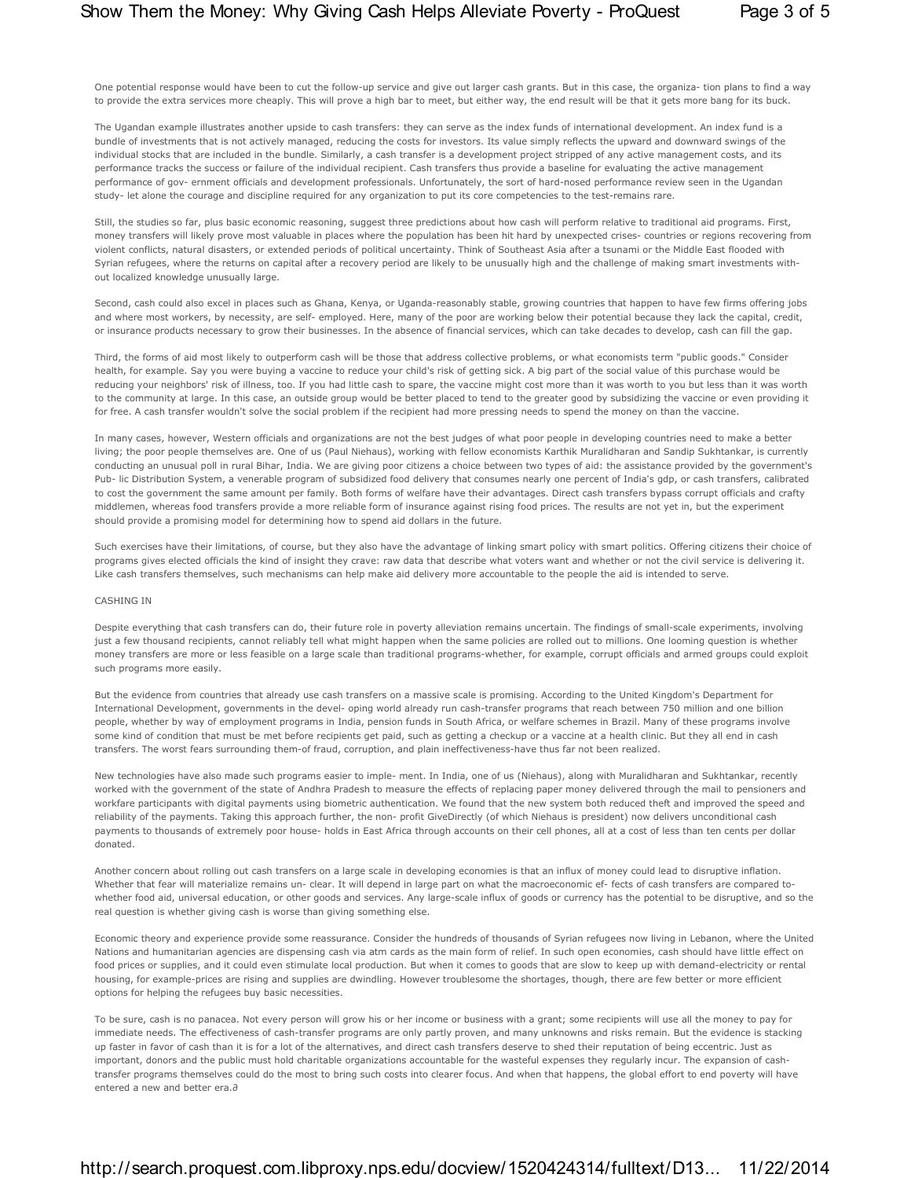One potential response would have been to cut the follow-up service and give out larger cash grants. But in this case, the organiza- tion plans to find a way to provide the extra services more cheaply. This will prove a high bar to meet, but either way, the end result will be that it gets more bang for its buck.

The Ugandan example illustrates another upside to cash transfers: they can serve as the index funds of international development. An index fund is a bundle of investments that is not actively managed, reducing the costs for investors. Its value simply reflects the upward and downward swings of the individual stocks that are included in the bundle. Similarly, a cash transfer is a development project stripped of any active management costs, and its performance tracks the success or failure of the individual recipient. Cash transfers thus provide a baseline for evaluating the active management performance of gov- ernment officials and development professionals. Unfortunately, the sort of hard-nosed performance review seen in the Ugandan study- let alone the courage and discipline required for any organization to put its core competencies to the test-remains rare.

Still, the studies so far, plus basic economic reasoning, suggest three predictions about how cash will perform relative to traditional aid programs. First, money transfers will likely prove most valuable in places where the population has been hit hard by unexpected crises- countries or regions recovering from violent conflicts, natural disasters, or extended periods of political uncertainty. Think of Southeast Asia after a tsunami or the Middle East flooded with Syrian refugees, where the returns on capital after a recovery period are likely to be unusually high and the challenge of making smart investments with- out localized knowledge unusually large.

Second, cash could also excel in places such as Ghana, Kenya, or Uganda-reasonably stable, growing countries that happen to have few firms offering jobs and where most workers, by necessity, are self- employed. Here, many of the poor are working below their potential because they lack the capital, credit, or insurance products necessary to grow their businesses. In the absence of financial services, which can take decades to develop, cash can fill the gap.

Third, the forms of aid most likely to outperform cash will be those that address collective problems, or what economists term "public goods." Consider health, for example. Say you were buying a vaccine to reduce your child's risk of getting sick. A big part of the social value of this purchase would be reducing your neighbors' risk of illness, too. If you had little cash to spare, the vaccine might cost more than it was worth to you but less than it was worth to the community at large. In this case, an outside group would be better placed to tend to the greater good by subsidizing the vaccine or even providing it for free. A cash transfer wouldn't solve the social problem if the recipient had more pressing needs to spend the money on than the vaccine.

In many cases, however, Western officials and organizations are not the best judges of what poor people in developing countries need to make a better living; the poor people themselves are. One of us (Paul Niehaus), working with fellow economists Karthik Muralidharan and Sandip Sukhtankar, is currently conducting an unusual poll in rural Bihar, India. We are giving poor citizens a choice between two types of aid: the assistance provided by the government's Pub- lic Distribution System, a venerable program of subsidized food delivery that consumes nearly one percent of India's gdp, or cash transfers, calibrated to cost the government the same amount per family. Both forms of welfare have their advantages. Direct cash transfers bypass corrupt officials and crafty middlemen, whereas food transfers provide a more reliable form of insurance against rising food prices. The results are not yet in, but the experiment should provide a promising model for determining how to spend aid dollars in the future.

Such exercises have their limitations, of course, but they also have the advantage of linking smart policy with smart politics. Offering citizens their choice of programs gives elected officials the kind of insight they crave: raw data that describe what voters want and whether or not the civil service is delivering it. Like cash transfers themselves, such mechanisms can help make aid delivery more accountable to the people the aid is intended to serve.

CASHING IN

Despite everything that cash transfers can do, their future role in poverty alleviation remains uncertain. The findings of small-scale experiments, involving just a few thousand recipients, cannot reliably tell what might happen when the same policies are rolled out to millions. One looming question is whether money transfers are more or less feasible on a large scale than traditional programs-whether, for example, corrupt officials and armed groups could exploit such programs more easily.

But the evidence from countries that already use cash transfers on a massive scale is promising. According to the United Kingdom's Department for International Development, governments in the devel- oping world already run cash-transfer programs that reach between 750 million and one billion people, whether by way of employment programs in India, pension funds in South Africa, or welfare schemes in Brazil. Many of these programs involve some kind of condition that must be met before recipients get paid, such as getting a checkup or a vaccine at a health clinic. But they all end in cash transfers. The worst fears surrounding them-of fraud, corruption, and plain ineffectiveness-have thus far not been realized.

New technologies have also made such programs easier to imple- ment. In India, one of us (Niehaus), along with Muralidharan and Sukhtankar, recently worked with the government of the state of Andhra Pradesh to measure the effects of replacing paper money delivered through the mail to pensioners and workfare participants with digital payments using biometric authentication. We found that the new system both reduced theft and improved the speed and reliability of the payments. Taking this approach further, the non- profit GiveDirectly (of which Niehaus is president) now delivers unconditional cash payments to thousands of extremely poor house- holds in East Africa through accounts on their cell phones, all at a cost of less than ten cents per dollar donated.

Another concern about rolling out cash transfers on a large scale in developing economies is that an influx of money could lead to disruptive inflation. Whether that fear will materialize remains un- clear. It will depend in large part on what the macroeconomic ef- fects of cash transfers are compared to-whether food aid, universal education, or other goods and services. Any large-scale influx of goods or currency has the potential to be disruptive, and so the real question is whether giving cash is worse than giving something else.

Economic theory and experience provide some reassurance. Consider the hundreds of thousands of Syrian refugees now living in Lebanon, where the United Nations and humanitarian agencies are dispensing cash via atm cards as the main form of relief. In such open economies, cash should have little effect on food prices or supplies, and it could even stimulate local production. But when it comes to goods that are slow to keep up with demand-electricity or rental housing, for example-prices are rising and supplies are dwindling. However troublesome the shortages, though, there are few better or more efficient options for helping the refugees buy basic necessities.

To be sure, cash is no panacea. Not every person will grow his or her income or business with a grant; some recipients will use all the money to pay for immediate needs. The effectiveness of cash-transfer programs are only partly proven, and many unknowns and risks remain. But the evidence is stacking up faster in favor of cash than it is for a lot of the alternatives, and direct cash transfers deserve to shed their reputation of being eccentric. Just as important, donors and the public must hold charitable organizations accountable for the wasteful expenses they regularly incur. The expansion of cash-transfer programs themselves could do the most to bring such costs into clearer focus. And when that happens, the global effort to end poverty will have entered a new and better era.∂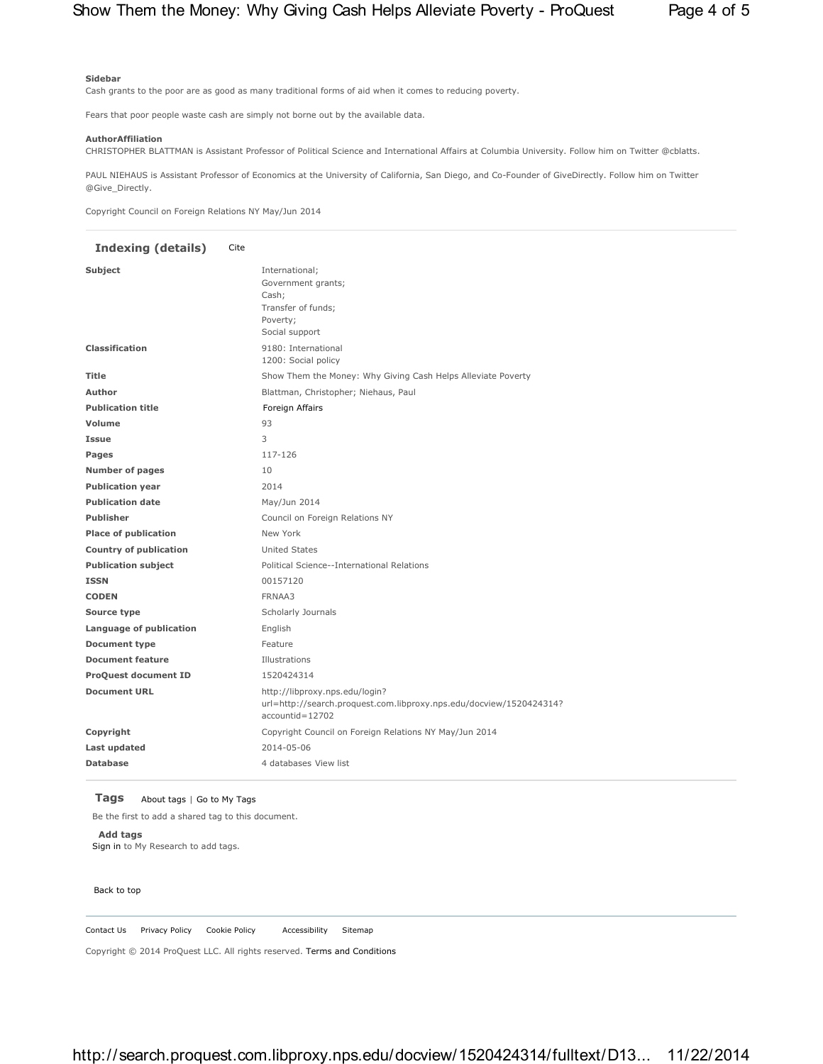**Sidebar**

Cash grants to the poor are as good as many traditional forms of aid when it comes to reducing poverty.

Fears that poor people waste cash are simply not borne out by the available data.

**AuthorAffiliation**

CHRISTOPHER BLATTMAN is Assistant Professor of Political Science and International Affairs at Columbia University. Follow him on Twitter @cblatts.

PAUL NIEHAUS is Assistant Professor of Economics at the University of California, San Diego, and Co-Founder of GiveDirectly. Follow him on Twitter @Give_Directly.

Copyright Council on Foreign Relations NY May/Jun 2014

## Indexing (details)

Cite

| | |
|---|---|
| **Subject** | International; Government grants; Cash; Transfer of funds; Poverty; Social support |
| **Classification** | 9180: International; 1200: Social policy |
| **Title** | Show Them the Money: Why Giving Cash Helps Alleviate Poverty |
| **Author** | Blattman, Christopher; Niehaus, Paul |
| **Publication title** | Foreign Affairs |
| **Volume** | 93 |
| **Issue** | 3 |
| **Pages** | 117-126 |
| **Number of pages** | 10 |
| **Publication year** | 2014 |
| **Publication date** | May/Jun 2014 |
| **Publisher** | Council on Foreign Relations NY |
| **Place of publication** | New York |
| **Country of publication** | United States |
| **Publication subject** | Political Science--International Relations |
| **ISSN** | 00157120 |
| **CODEN** | FRNAA3 |
| **Source type** | Scholarly Journals |
| **Language of publication** | English |
| **Document type** | Feature |
| **Document feature** | Illustrations |
| **ProQuest document ID** | 1520424314 |
| **Document URL** | http://libproxy.nps.edu/login?url=http://search.proquest.com.libproxy.nps.edu/docview/1520424314?accountid=12702 |
| **Copyright** | Copyright Council on Foreign Relations NY May/Jun 2014 |
| **Last updated** | 2014-05-06 |
| **Database** | 4 databases View list |

## Tags

About tags | Go to My Tags

Be the first to add a shared tag to this document.

**Add tags**

Sign in to My Research to add tags.

Back to top

Contact Us Privacy Policy Cookie Policy Accessibility Sitemap

Copyright © 2014 ProQuest LLC. All rights reserved. Terms and Conditions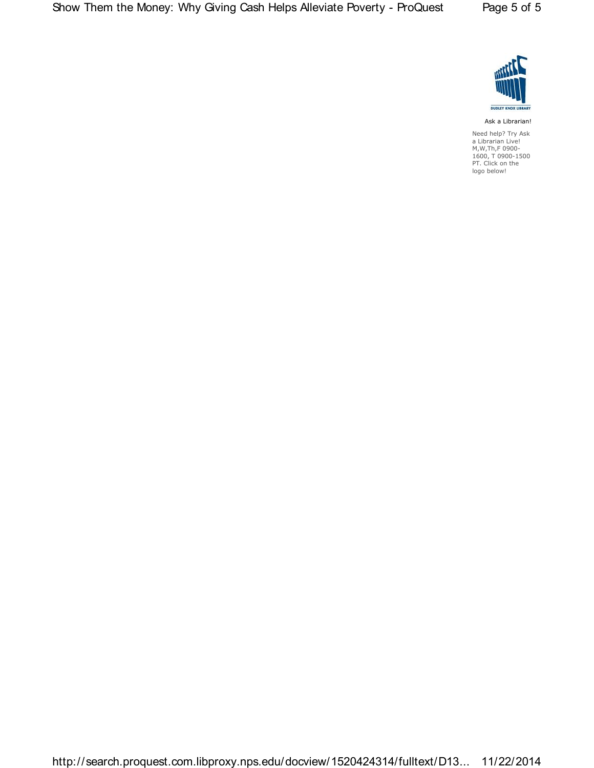DUDLEY KNOX LIBRARY

Ask a Librarian!

Need help? Try Ask a Librarian Live! M,W,Th,F 0900-1600, T 0900-1500 PT. Click on the logo below!